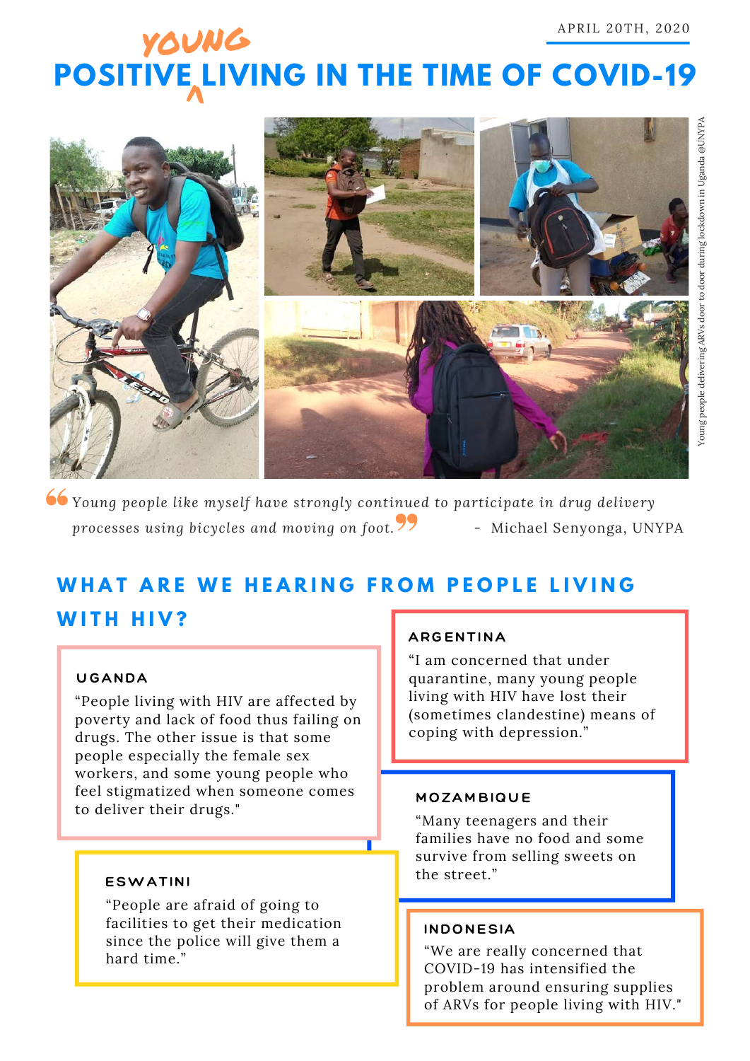APRIL 20TH, 2020

# POSITIVE YOUNG LIVING IN THE TIME OF COVID-19

Young people delivering ARVs door to door during lockdown in Uganda @UNYPA

> *"Young people like myself have strongly continued to participate in drug delivery processes using bicycles and moving on foot."* - Michael Senyonga, UNYPA

## WHAT ARE WE HEARING FROM PEOPLE LIVING WITH HIV?

### UGANDA

"People living with HIV are affected by poverty and lack of food thus failing on drugs. The other issue is that some people especially the female sex workers, and some young people who feel stigmatized when someone comes to deliver their drugs."

### ARGENTINA

"I am concerned that under quarantine, many young people living with HIV have lost their (sometimes clandestine) means of coping with depression."

### MOZAMBIQUE

"Many teenagers and their families have no food and some survive from selling sweets on the street."

### ESWATINI

"People are afraid of going to facilities to get their medication since the police will give them a hard time."

### INDONESIA

"We are really concerned that COVID-19 has intensified the problem around ensuring supplies of ARVs for people living with HIV."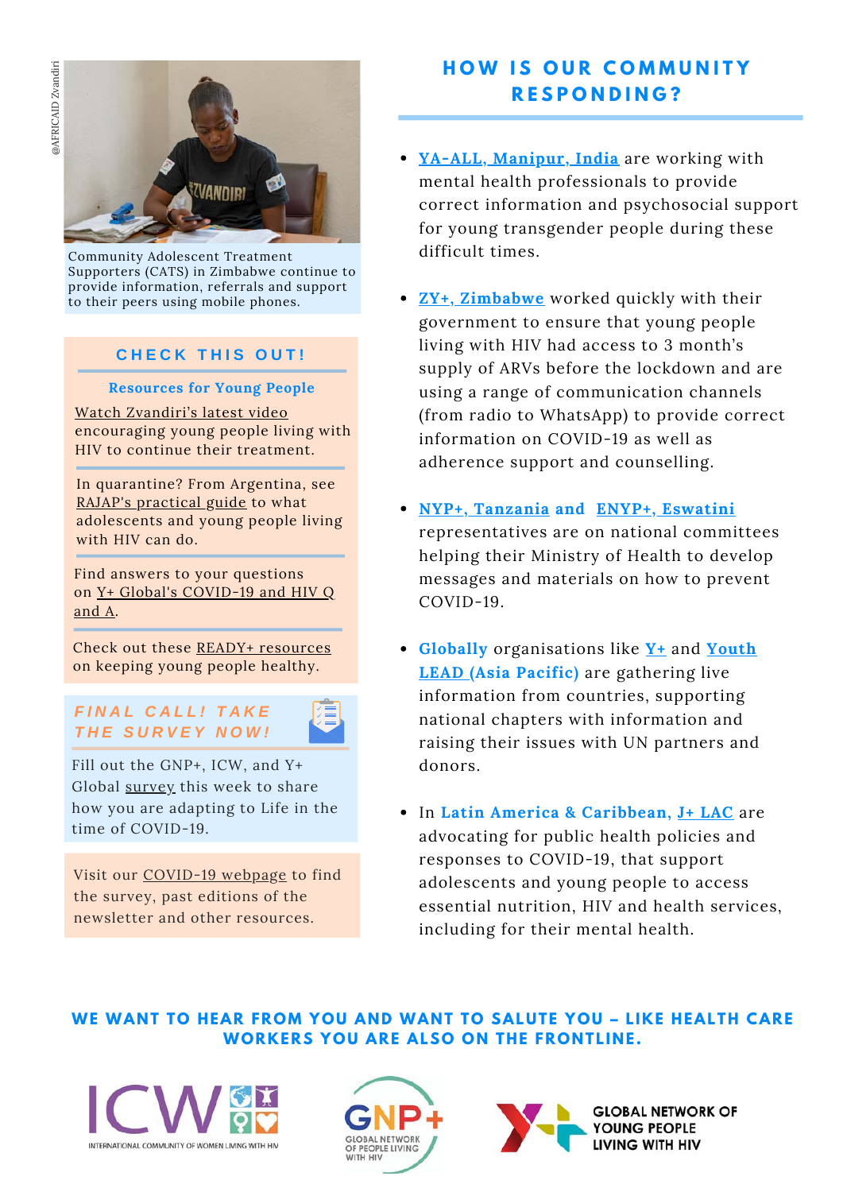@AFRICAID Zvandiri

Community Adolescent Treatment Supporters (CATS) in Zimbabwe continue to provide information, referrals and support to their peers using mobile phones.

## CHECK THIS OUT!

**Resources for Young People**

Watch Zvandiri's latest video encouraging young people living with HIV to continue their treatment.

In quarantine? From Argentina, see RAJAP's practical guide to what adolescents and young people living with HIV can do.

Find answers to your questions on Y+ Global's COVID-19 and HIV Q and A.

Check out these READY+ resources on keeping young people healthy.

## *FINAL CALL! TAKE THE SURVEY NOW!*

Fill out the GNP+, ICW, and Y+ Global survey this week to share how you are adapting to Life in the time of COVID-19.

Visit our COVID-19 webpage to find the survey, past editions of the newsletter and other resources.

## HOW IS OUR COMMUNITY RESPONDING?

- **YA-ALL, Manipur, India** are working with mental health professionals to provide correct information and psychosocial support for young transgender people during these difficult times.
- **ZY+, Zimbabwe** worked quickly with their government to ensure that young people living with HIV had access to 3 month's supply of ARVs before the lockdown and are using a range of communication channels (from radio to WhatsApp) to provide correct information on COVID-19 as well as adherence support and counselling.
- **NYP+, Tanzania** and **ENYP+, Eswatini** representatives are on national committees helping their Ministry of Health to develop messages and materials on how to prevent COVID-19.
- **Globally** organisations like **Y+** and **Youth LEAD (Asia Pacific)** are gathering live information from countries, supporting national chapters with information and raising their issues with UN partners and donors.
- In **Latin America & Caribbean, J+ LAC** are advocating for public health policies and responses to COVID-19, that support adolescents and young people to access essential nutrition, HIV and health services, including for their mental health.

**WE WANT TO HEAR FROM YOU AND WANT TO SALUTE YOU – LIKE HEALTH CARE WORKERS YOU ARE ALSO ON THE FRONTLINE.**

ICW INTERNATIONAL COMMUNITY OF WOMEN LIVING WITH HIV

GNP+ GLOBAL NETWORK OF PEOPLE LIVING WITH HIV

GLOBAL NETWORK OF YOUNG PEOPLE LIVING WITH HIV